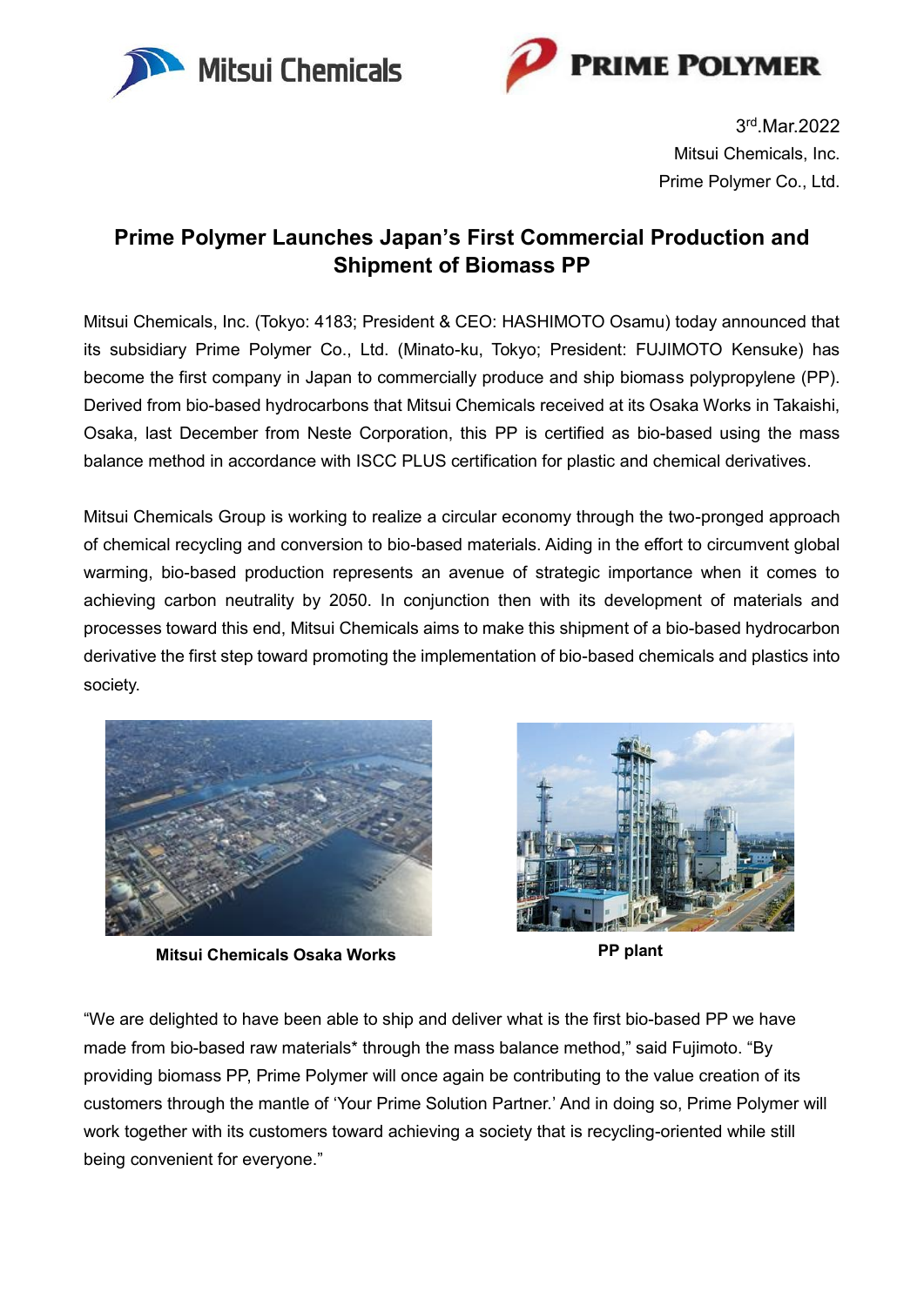3rd.Mar.2022
Mitsui Chemicals, Inc.
Prime Polymer Co., Ltd.

# Prime Polymer Launches Japan's First Commercial Production and Shipment of Biomass PP

Mitsui Chemicals, Inc. (Tokyo: 4183; President & CEO: HASHIMOTO Osamu) today announced that its subsidiary Prime Polymer Co., Ltd. (Minato-ku, Tokyo; President: FUJIMOTO Kensuke) has become the first company in Japan to commercially produce and ship biomass polypropylene (PP). Derived from bio-based hydrocarbons that Mitsui Chemicals received at its Osaka Works in Takaishi, Osaka, last December from Neste Corporation, this PP is certified as bio-based using the mass balance method in accordance with ISCC PLUS certification for plastic and chemical derivatives.

Mitsui Chemicals Group is working to realize a circular economy through the two-pronged approach of chemical recycling and conversion to bio-based materials. Aiding in the effort to circumvent global warming, bio-based production represents an avenue of strategic importance when it comes to achieving carbon neutrality by 2050. In conjunction then with its development of materials and processes toward this end, Mitsui Chemicals aims to make this shipment of a bio-based hydrocarbon derivative the first step toward promoting the implementation of bio-based chemicals and plastics into society.

**Mitsui Chemicals Osaka Works**

**PP plant**

"We are delighted to have been able to ship and deliver what is the first bio-based PP we have made from bio-based raw materials* through the mass balance method," said Fujimoto. "By providing biomass PP, Prime Polymer will once again be contributing to the value creation of its customers through the mantle of 'Your Prime Solution Partner.' And in doing so, Prime Polymer will work together with its customers toward achieving a society that is recycling-oriented while still being convenient for everyone."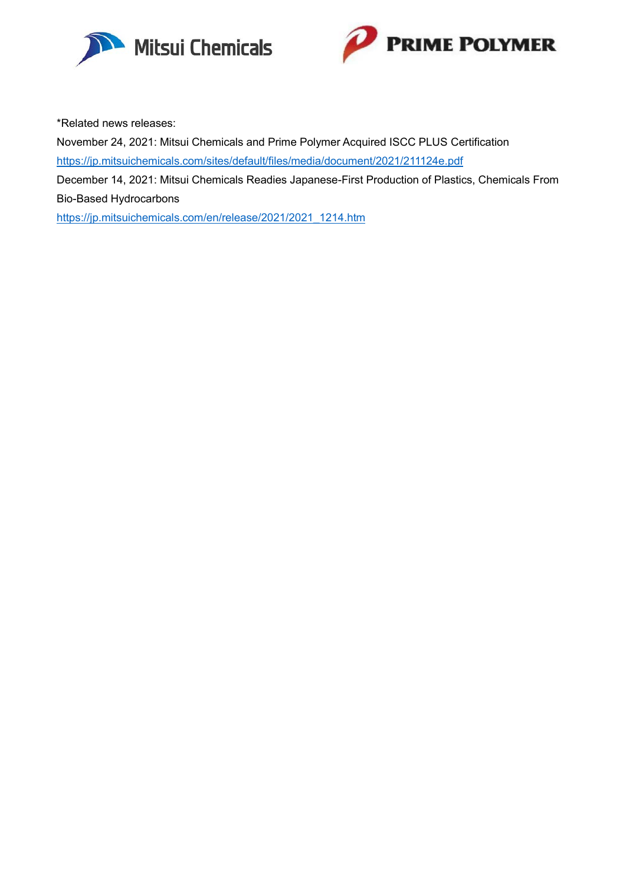*Related news releases:

November 24, 2021: Mitsui Chemicals and Prime Polymer Acquired ISCC PLUS Certification

https://jp.mitsuichemicals.com/sites/default/files/media/document/2021/211124e.pdf

December 14, 2021: Mitsui Chemicals Readies Japanese-First Production of Plastics, Chemicals From Bio-Based Hydrocarbons

https://jp.mitsuichemicals.com/en/release/2021/2021_1214.htm